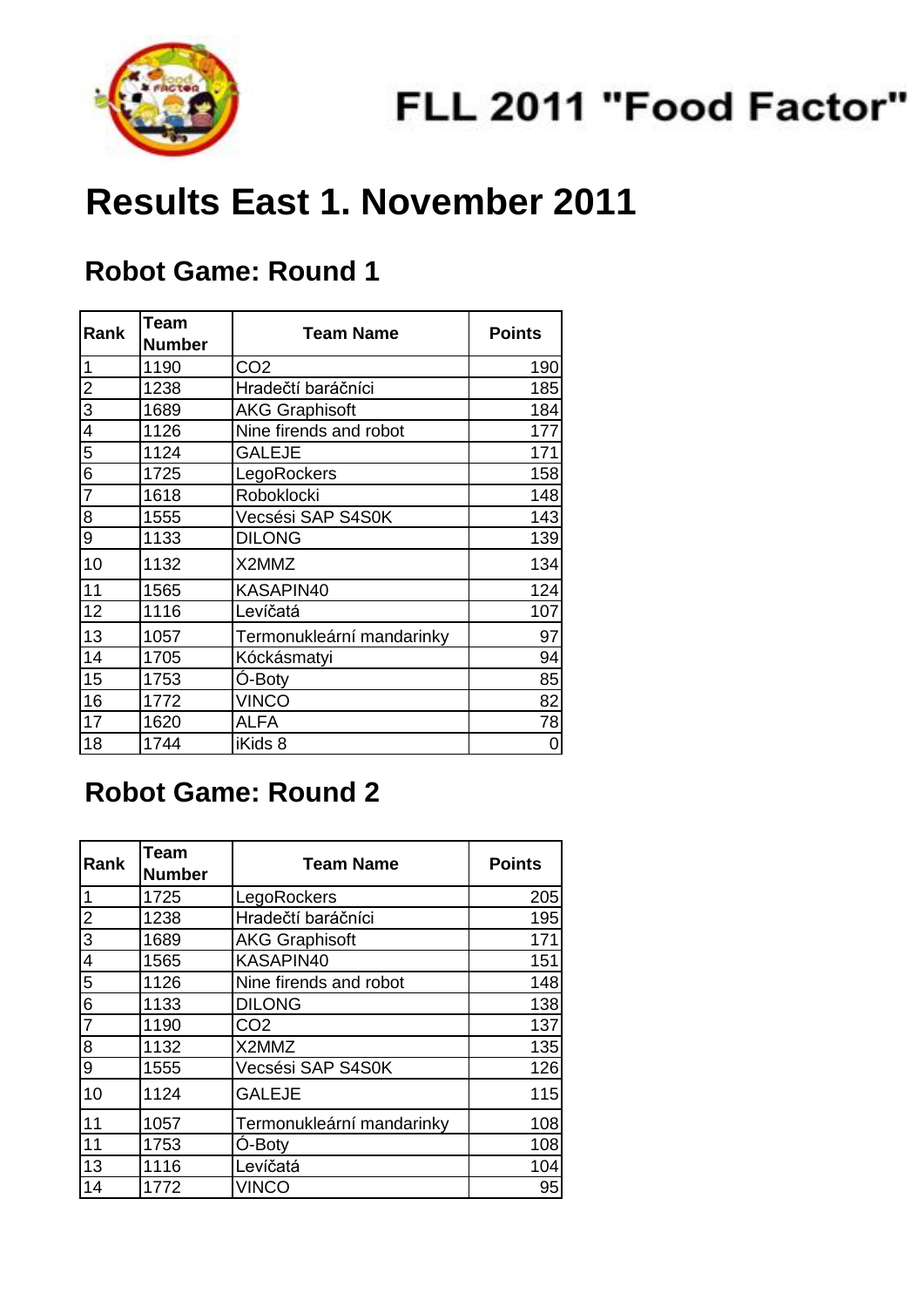# FLL 2011 "Food Factor"

# Results East 1. November 2011

## Robot Game: Round 1

| Rank | Team Number | Team Name | Points |
|---|---|---|---|
| 1 | 1190 | CO2 | 190 |
| 2 | 1238 | Hradečtí baráčníci | 185 |
| 3 | 1689 | AKG Graphisoft | 184 |
| 4 | 1126 | Nine firends and robot | 177 |
| 5 | 1124 | GALEJE | 171 |
| 6 | 1725 | LegoRockers | 158 |
| 7 | 1618 | Roboklocki | 148 |
| 8 | 1555 | Vecsési SAP S4S0K | 143 |
| 9 | 1133 | DILONG | 139 |
| 10 | 1132 | X2MMZ | 134 |
| 11 | 1565 | KASAPIN40 | 124 |
| 12 | 1116 | Levíčatá | 107 |
| 13 | 1057 | Termonukleární mandarinky | 97 |
| 14 | 1705 | Kóckásmatyi | 94 |
| 15 | 1753 | Ó-Boty | 85 |
| 16 | 1772 | VINCO | 82 |
| 17 | 1620 | ALFA | 78 |
| 18 | 1744 | iKids 8 | 0 |

## Robot Game: Round 2

| Rank | Team Number | Team Name | Points |
|---|---|---|---|
| 1 | 1725 | LegoRockers | 205 |
| 2 | 1238 | Hradečtí baráčníci | 195 |
| 3 | 1689 | AKG Graphisoft | 171 |
| 4 | 1565 | KASAPIN40 | 151 |
| 5 | 1126 | Nine firends and robot | 148 |
| 6 | 1133 | DILONG | 138 |
| 7 | 1190 | CO2 | 137 |
| 8 | 1132 | X2MMZ | 135 |
| 9 | 1555 | Vecsési SAP S4S0K | 126 |
| 10 | 1124 | GALEJE | 115 |
| 11 | 1057 | Termonukleární mandarinky | 108 |
| 11 | 1753 | Ó-Boty | 108 |
| 13 | 1116 | Levíčatá | 104 |
| 14 | 1772 | VINCO | 95 |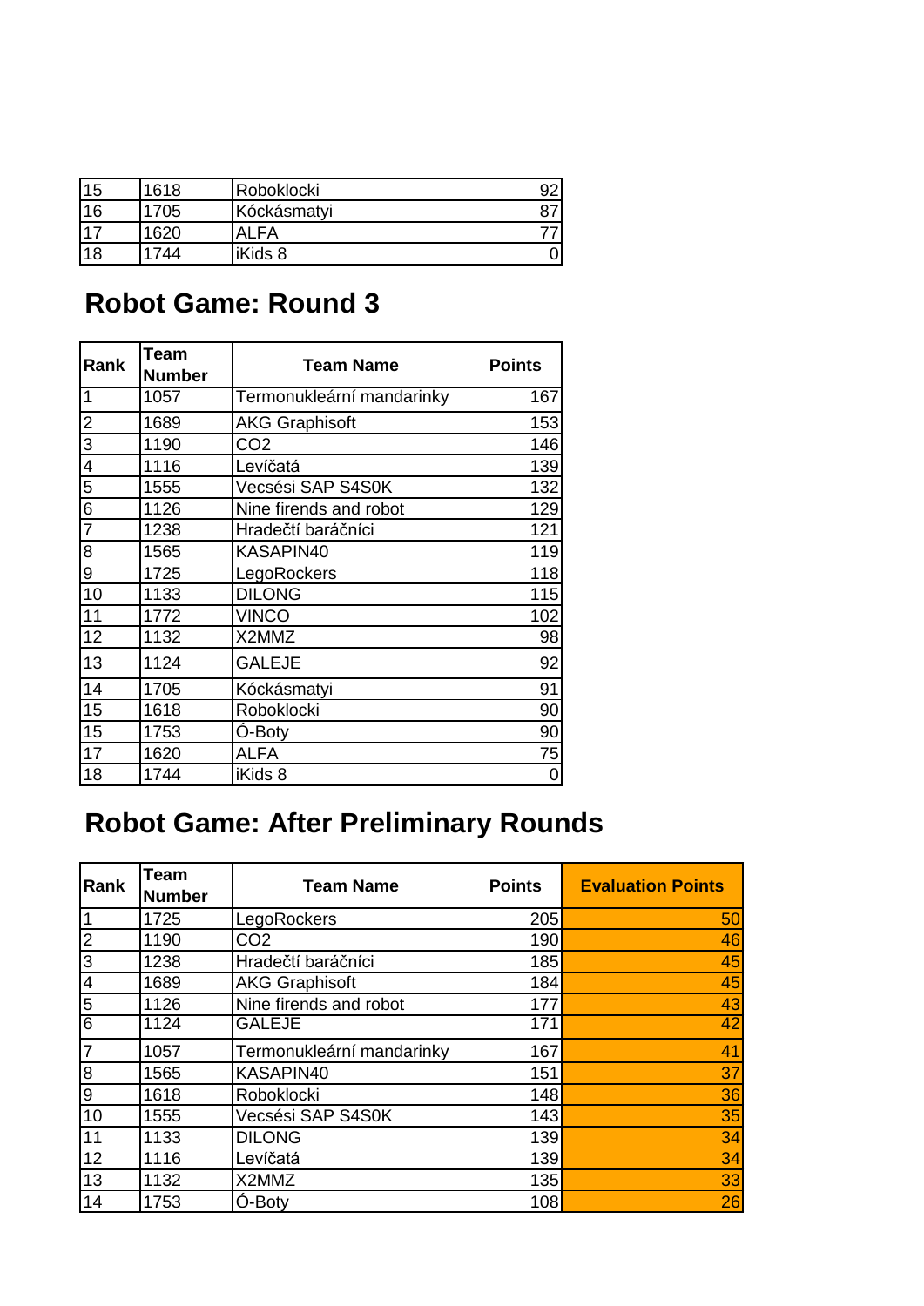| | | | |
|---|---|---|---|
| 15 | 1618 | Roboklocki | 92 |
| 16 | 1705 | Kóckásmatyi | 87 |
| 17 | 1620 | ALFA | 77 |
| 18 | 1744 | iKids 8 | 0 |

## Robot Game: Round 3

| Rank | Team Number | Team Name | Points |
|---|---|---|---|
| 1 | 1057 | Termonukleární mandarinky | 167 |
| 2 | 1689 | AKG Graphisoft | 153 |
| 3 | 1190 | CO2 | 146 |
| 4 | 1116 | Levíčatá | 139 |
| 5 | 1555 | Vecsési SAP S4S0K | 132 |
| 6 | 1126 | Nine firends and robot | 129 |
| 7 | 1238 | Hradečtí baráčníci | 121 |
| 8 | 1565 | KASAPIN40 | 119 |
| 9 | 1725 | LegoRockers | 118 |
| 10 | 1133 | DILONG | 115 |
| 11 | 1772 | VINCO | 102 |
| 12 | 1132 | X2MMZ | 98 |
| 13 | 1124 | GALEJE | 92 |
| 14 | 1705 | Kóckásmatyi | 91 |
| 15 | 1618 | Roboklocki | 90 |
| 15 | 1753 | Ó-Boty | 90 |
| 17 | 1620 | ALFA | 75 |
| 18 | 1744 | iKids 8 | 0 |

## Robot Game: After Preliminary Rounds

| Rank | Team Number | Team Name | Points | Evaluation Points |
|---|---|---|---|---|
| 1 | 1725 | LegoRockers | 205 | 50 |
| 2 | 1190 | CO2 | 190 | 46 |
| 3 | 1238 | Hradečtí baráčníci | 185 | 45 |
| 4 | 1689 | AKG Graphisoft | 184 | 45 |
| 5 | 1126 | Nine firends and robot | 177 | 43 |
| 6 | 1124 | GALEJE | 171 | 42 |
| 7 | 1057 | Termonukleární mandarinky | 167 | 41 |
| 8 | 1565 | KASAPIN40 | 151 | 37 |
| 9 | 1618 | Roboklocki | 148 | 36 |
| 10 | 1555 | Vecsési SAP S4S0K | 143 | 35 |
| 11 | 1133 | DILONG | 139 | 34 |
| 12 | 1116 | Levíčatá | 139 | 34 |
| 13 | 1132 | X2MMZ | 135 | 33 |
| 14 | 1753 | Ó-Boty | 108 | 26 |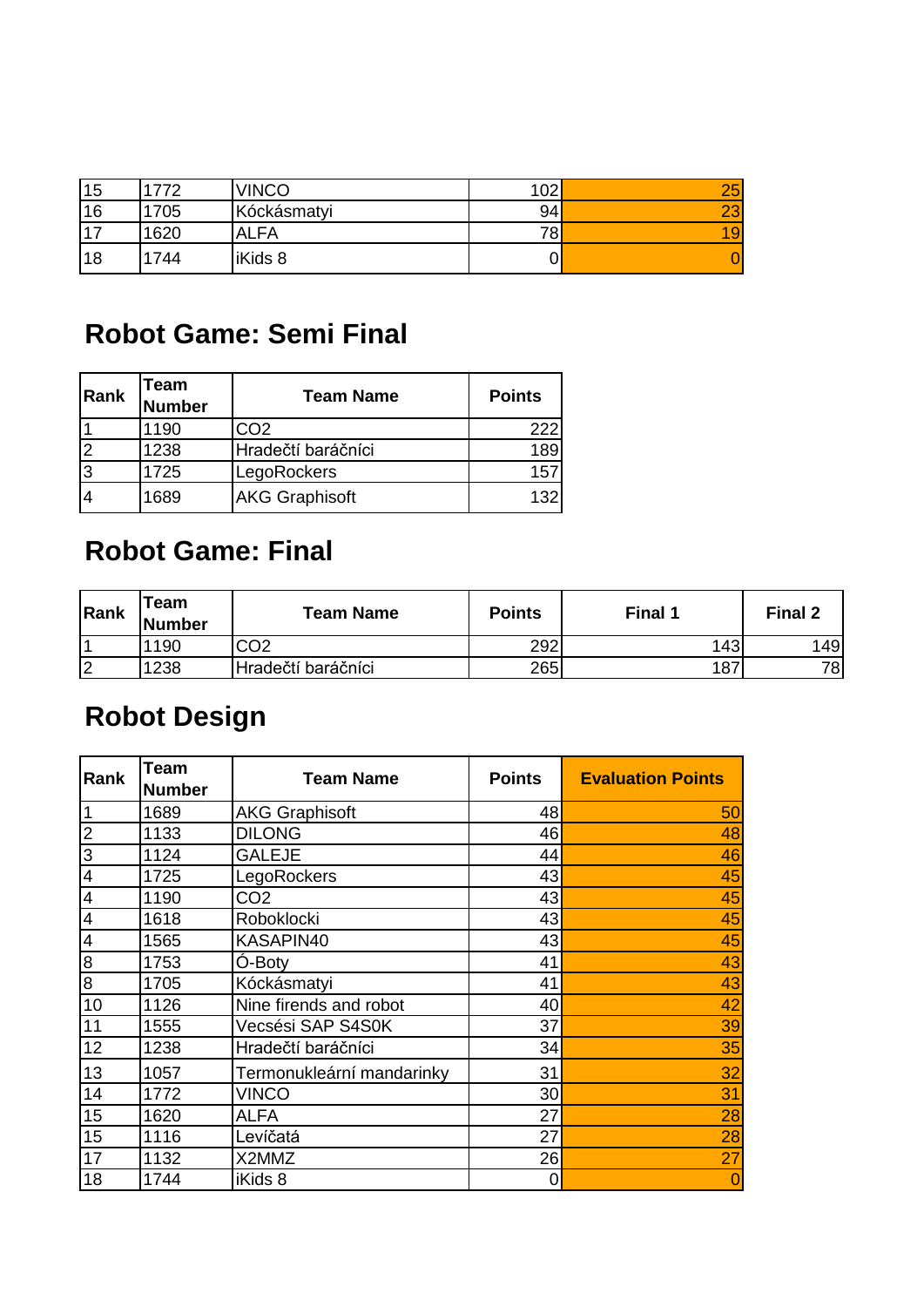| | | | | |
|---|---|---|---|---|
| 15 | 1772 | VINCO | 102 | 25 |
| 16 | 1705 | Kóckásmatyi | 94 | 23 |
| 17 | 1620 | ALFA | 78 | 19 |
| 18 | 1744 | iKids 8 | 0 | 0 |

## Robot Game: Semi Final

| Rank | Team Number | Team Name | Points |
|---|---|---|---|
| 1 | 1190 | CO2 | 222 |
| 2 | 1238 | Hradečtí baráčníci | 189 |
| 3 | 1725 | LegoRockers | 157 |
| 4 | 1689 | AKG Graphisoft | 132 |

## Robot Game: Final

| Rank | Team Number | Team Name | Points | Final 1 | Final 2 |
|---|---|---|---|---|---|
| 1 | 1190 | CO2 | 292 | 143 | 149 |
| 2 | 1238 | Hradečtí baráčníci | 265 | 187 | 78 |

## Robot Design

| Rank | Team Number | Team Name | Points | Evaluation Points |
|---|---|---|---|---|
| 1 | 1689 | AKG Graphisoft | 48 | 50 |
| 2 | 1133 | DILONG | 46 | 48 |
| 3 | 1124 | GALEJE | 44 | 46 |
| 4 | 1725 | LegoRockers | 43 | 45 |
| 4 | 1190 | CO2 | 43 | 45 |
| 4 | 1618 | Roboklocki | 43 | 45 |
| 4 | 1565 | KASAPIN40 | 43 | 45 |
| 8 | 1753 | Ó-Boty | 41 | 43 |
| 8 | 1705 | Kóckásmatyi | 41 | 43 |
| 10 | 1126 | Nine firends and robot | 40 | 42 |
| 11 | 1555 | Vecsési SAP S4S0K | 37 | 39 |
| 12 | 1238 | Hradečtí baráčníci | 34 | 35 |
| 13 | 1057 | Termonukleární mandarinky | 31 | 32 |
| 14 | 1772 | VINCO | 30 | 31 |
| 15 | 1620 | ALFA | 27 | 28 |
| 15 | 1116 | Levíčatá | 27 | 28 |
| 17 | 1132 | X2MMZ | 26 | 27 |
| 18 | 1744 | iKids 8 | 0 | 0 |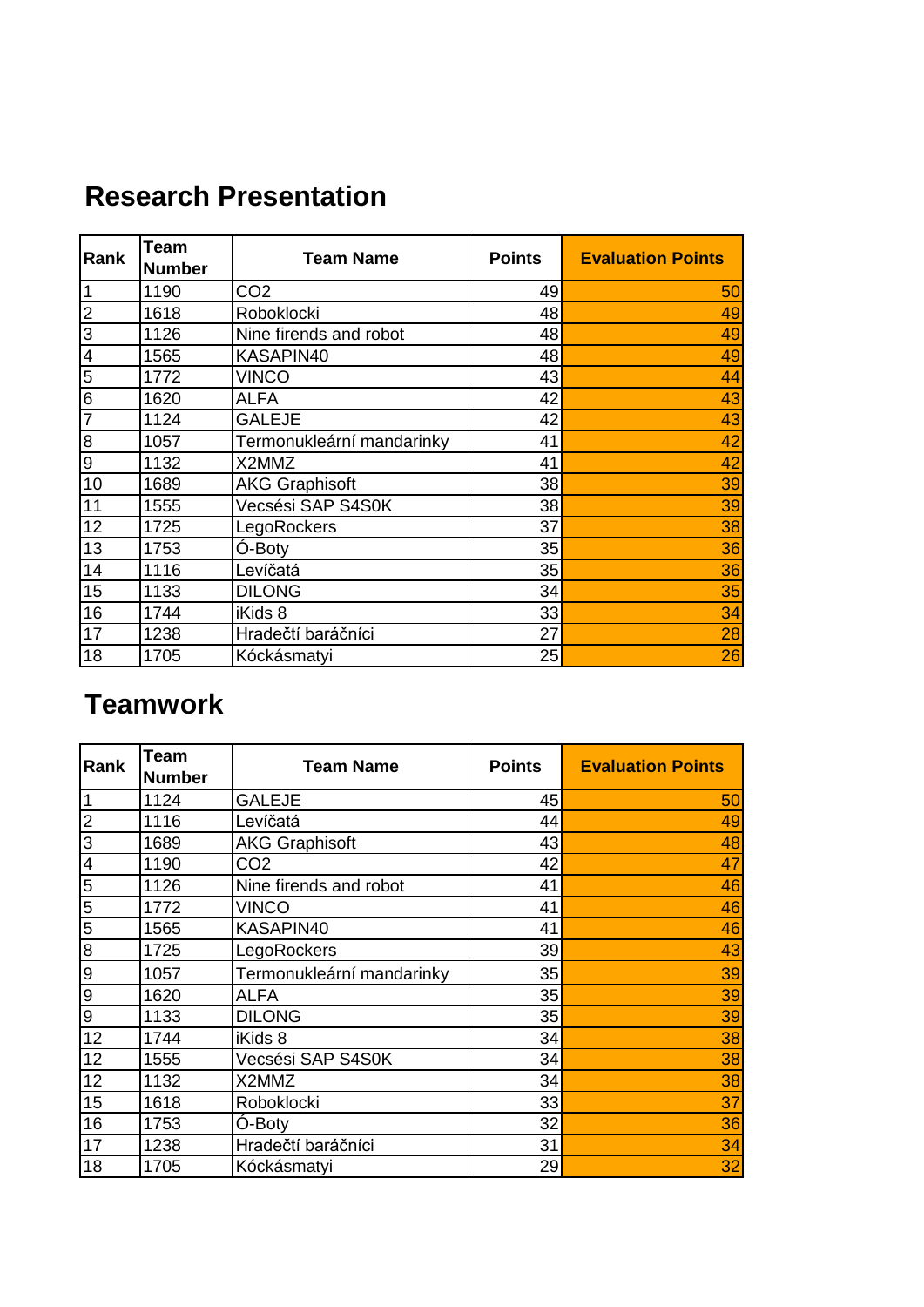## Research Presentation

| Rank | Team Number | Team Name | Points | Evaluation Points |
|---|---|---|---|---|
| 1 | 1190 | CO2 | 49 | 50 |
| 2 | 1618 | Roboklocki | 48 | 49 |
| 3 | 1126 | Nine firends and robot | 48 | 49 |
| 4 | 1565 | KASAPIN40 | 48 | 49 |
| 5 | 1772 | VINCO | 43 | 44 |
| 6 | 1620 | ALFA | 42 | 43 |
| 7 | 1124 | GALEJE | 42 | 43 |
| 8 | 1057 | Termonukleární mandarinky | 41 | 42 |
| 9 | 1132 | X2MMZ | 41 | 42 |
| 10 | 1689 | AKG Graphisoft | 38 | 39 |
| 11 | 1555 | Vecsési SAP S4S0K | 38 | 39 |
| 12 | 1725 | LegoRockers | 37 | 38 |
| 13 | 1753 | Ó-Boty | 35 | 36 |
| 14 | 1116 | Levíčatá | 35 | 36 |
| 15 | 1133 | DILONG | 34 | 35 |
| 16 | 1744 | iKids 8 | 33 | 34 |
| 17 | 1238 | Hradečtí baráčníci | 27 | 28 |
| 18 | 1705 | Kóckásmatyi | 25 | 26 |

## Teamwork

| Rank | Team Number | Team Name | Points | Evaluation Points |
|---|---|---|---|---|
| 1 | 1124 | GALEJE | 45 | 50 |
| 2 | 1116 | Levíčatá | 44 | 49 |
| 3 | 1689 | AKG Graphisoft | 43 | 48 |
| 4 | 1190 | CO2 | 42 | 47 |
| 5 | 1126 | Nine firends and robot | 41 | 46 |
| 5 | 1772 | VINCO | 41 | 46 |
| 5 | 1565 | KASAPIN40 | 41 | 46 |
| 8 | 1725 | LegoRockers | 39 | 43 |
| 9 | 1057 | Termonukleární mandarinky | 35 | 39 |
| 9 | 1620 | ALFA | 35 | 39 |
| 9 | 1133 | DILONG | 35 | 39 |
| 12 | 1744 | iKids 8 | 34 | 38 |
| 12 | 1555 | Vecsési SAP S4S0K | 34 | 38 |
| 12 | 1132 | X2MMZ | 34 | 38 |
| 15 | 1618 | Roboklocki | 33 | 37 |
| 16 | 1753 | Ó-Boty | 32 | 36 |
| 17 | 1238 | Hradečtí baráčníci | 31 | 34 |
| 18 | 1705 | Kóckásmatyi | 29 | 32 |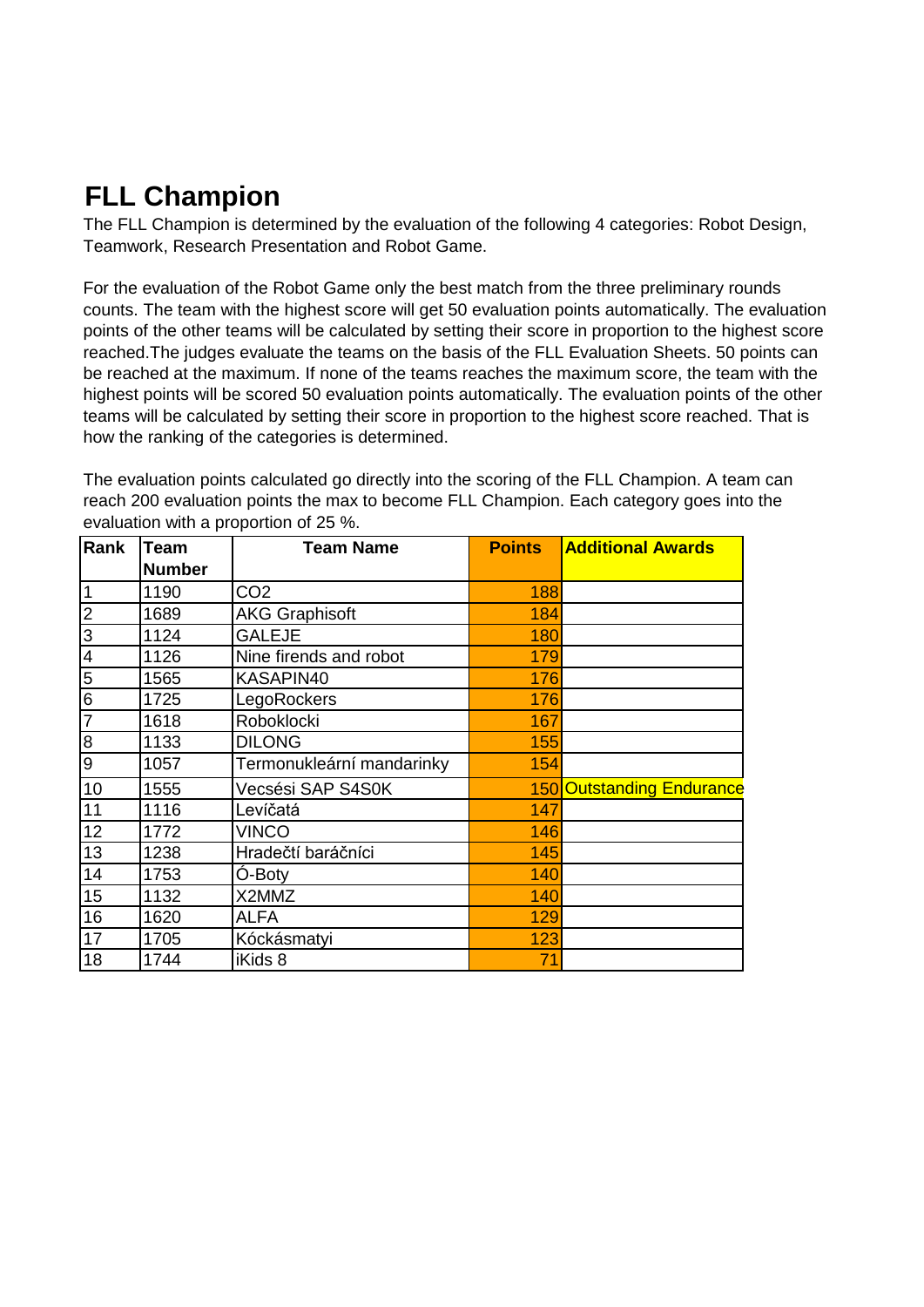# FLL Champion

The FLL Champion is determined by the evaluation of the following 4 categories: Robot Design, Teamwork, Research Presentation and Robot Game.

For the evaluation of the Robot Game only the best match from the three preliminary rounds counts. The team with the highest score will get 50 evaluation points automatically. The evaluation points of the other teams will be calculated by setting their score in proportion to the highest score reached.The judges evaluate the teams on the basis of the FLL Evaluation Sheets. 50 points can be reached at the maximum. If none of the teams reaches the maximum score, the team with the highest points will be scored 50 evaluation points automatically. The evaluation points of the other teams will be calculated by setting their score in proportion to the highest score reached. That is how the ranking of the categories is determined.

The evaluation points calculated go directly into the scoring of the FLL Champion. A team can reach 200 evaluation points the max to become FLL Champion. Each category goes into the evaluation with a proportion of 25 %.

| Rank | Team Number | Team Name | Points | Additional Awards |
|---|---|---|---|---|
| 1 | 1190 | CO2 | 188 | |
| 2 | 1689 | AKG Graphisoft | 184 | |
| 3 | 1124 | GALEJE | 180 | |
| 4 | 1126 | Nine firends and robot | 179 | |
| 5 | 1565 | KASAPIN40 | 176 | |
| 6 | 1725 | LegoRockers | 176 | |
| 7 | 1618 | Roboklocki | 167 | |
| 8 | 1133 | DILONG | 155 | |
| 9 | 1057 | Termonukleární mandarinky | 154 | |
| 10 | 1555 | Vecsési SAP S4S0K | 150 | Outstanding Endurance |
| 11 | 1116 | Levíčatá | 147 | |
| 12 | 1772 | VINCO | 146 | |
| 13 | 1238 | Hradečtí baráčníci | 145 | |
| 14 | 1753 | Ó-Boty | 140 | |
| 15 | 1132 | X2MMZ | 140 | |
| 16 | 1620 | ALFA | 129 | |
| 17 | 1705 | Kóckásmatyi | 123 | |
| 18 | 1744 | iKids 8 | 71 | |